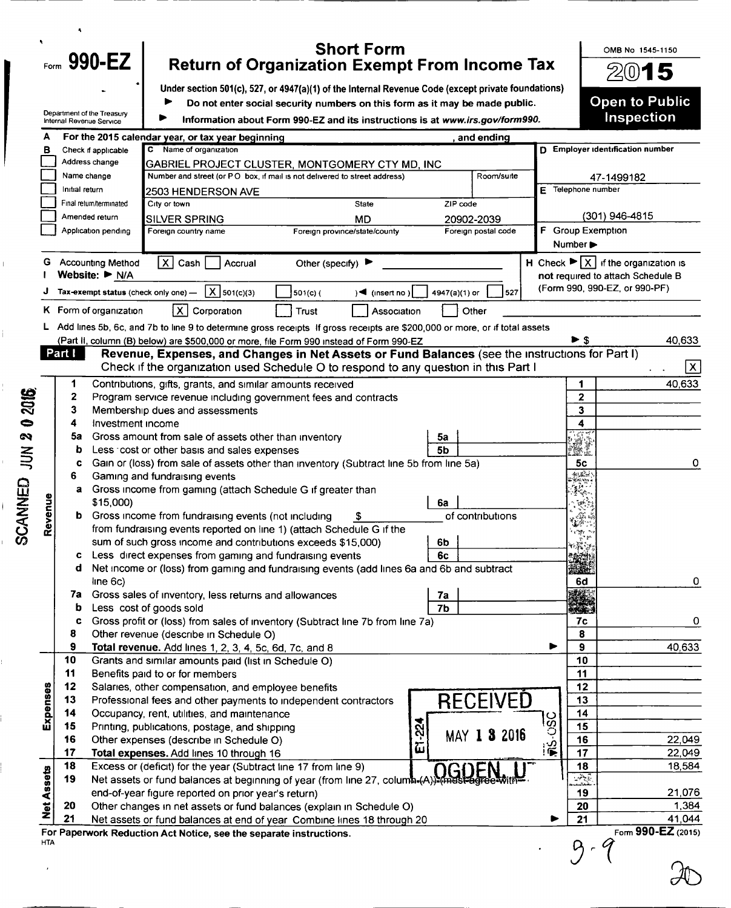Form **990-EZ**

Department of the Treasury
Internal Revenue Service

# Short Form
# Return of Organization Exempt From Income Tax

Under section 501(c), 527, or 4947(a)(1) of the Internal Revenue Code (except private foundations)

▶ Do not enter social security numbers on this form as it may be made public.

▶ Information about Form 990-EZ and its instructions is at *www.irs.gov/form990.*

OMB No 1545-1150

**2015**

**Open to Public Inspection**

**A** For the 2015 calendar year, or tax year beginning , and ending

**B** Check if applicable
- [ ] Address change
- [ ] Name change
- [ ] Initial return
- [ ] Final return/terminated
- [ ] Amended return
- [ ] Application pending

**C** Name of organization
GABRIEL PROJECT CLUSTER, MONTGOMERY CTY MD, INC

Number and street (or P O box, if mail is not delivered to street address) Room/suite
2503 HENDERSON AVE

City or town: SILVER SPRING State: MD ZIP code: 20902-2039

Foreign country name Foreign province/state/county Foreign postal code

**D** Employer identification number
47-1499182

**E** Telephone number
(301) 946-4815

**F** Group Exemption Number ▶

**G** Accounting Method [X] Cash [ ] Accrual Other (specify) ▶

**H** Check [X] if the organization is **not** required to attach Schedule B (Form 990, 990-EZ, or 990-PF)

**I** Website: ▶ N/A

**J** Tax-exempt status (check only one) — [X] 501(c)(3) [ ] 501(c) ( ) ◀ (insert no ) [ ] 4947(a)(1) or [ ] 527

**K** Form of organization [X] Corporation [ ] Trust [ ] Association [ ] Other

**L** Add lines 5b, 6c, and 7b to line 9 to determine gross receipts If gross receipts are $200,000 or more, or if total assets (Part II, column (B) below) are $500,000 or more, file Form 990 instead of Form 990-EZ ▶ $ 40,633

## Part I — Revenue, Expenses, and Changes in Net Assets or Fund Balances (see the instructions for Part I)

Check if the organization used Schedule O to respond to any question in this Part I [X]

| Section | Line | Description | Sub-line | Amount |
|---|---|---|---|---|
| Revenue | 1 | Contributions, gifts, grants, and similar amounts received | 1 | 40,633 |
| | 2 | Program service revenue including government fees and contracts | 2 | |
| | 3 | Membership dues and assessments | 3 | |
| | 4 | Investment income | 4 | |
| | 5a | Gross amount from sale of assets other than inventory | 5a | |
| | b | Less cost or other basis and sales expenses | 5b | |
| | c | Gain or (loss) from sale of assets other than inventory (Subtract line 5b from line 5a) | 5c | 0 |
| | 6 | Gaming and fundraising events | | |
| | a | Gross income from gaming (attach Schedule G if greater than $15,000) | 6a | |
| | b | Gross income from fundraising events (not including $ of contributions from fundraising events reported on line 1) (attach Schedule G if the sum of such gross income and contributions exceeds $15,000) | 6b | |
| | c | Less direct expenses from gaming and fundraising events | 6c | |
| | d | Net income or (loss) from gaming and fundraising events (add lines 6a and 6b and subtract line 6c) | 6d | 0 |
| | 7a | Gross sales of inventory, less returns and allowances | 7a | |
| | b | Less cost of goods sold | 7b | |
| | c | Gross profit or (loss) from sales of inventory (Subtract line 7b from line 7a) | 7c | 0 |
| | 8 | Other revenue (describe in Schedule O) | 8 | |
| | 9 | **Total revenue.** Add lines 1, 2, 3, 4, 5c, 6d, 7c, and 8 ▶ | 9 | 40,633 |
| Expenses | 10 | Grants and similar amounts paid (list in Schedule O) | 10 | |
| | 11 | Benefits paid to or for members | 11 | |
| | 12 | Salaries, other compensation, and employee benefits | 12 | |
| | 13 | Professional fees and other payments to independent contractors | 13 | |
| | 14 | Occupancy, rent, utilities, and maintenance | 14 | |
| | 15 | Printing, publications, postage, and shipping | 15 | |
| | 16 | Other expenses (describe in Schedule O) | 16 | 22,049 |
| | 17 | **Total expenses.** Add lines 10 through 16 | 17 | 22,049 |
| Net Assets | 18 | Excess or (deficit) for the year (Subtract line 17 from line 9) | 18 | 18,584 |
| | 19 | Net assets or fund balances at beginning of year (from line 27, column (A)) (must agree with end-of-year figure reported on prior year's return) | 19 | 21,076 |
| | 20 | Other changes in net assets or fund balances (explain in Schedule O) | 20 | 1,384 |
| | 21 | Net assets or fund balances at end of year Combine lines 18 through 20 ▶ | 21 | 41,044 |

RECEIVED MAY 13 2016 OGDEN, UT

SCANNED JUN 20 2016

**For Paperwork Reduction Act Notice, see the separate instructions.**

HTA

Form **990-EZ** (2015)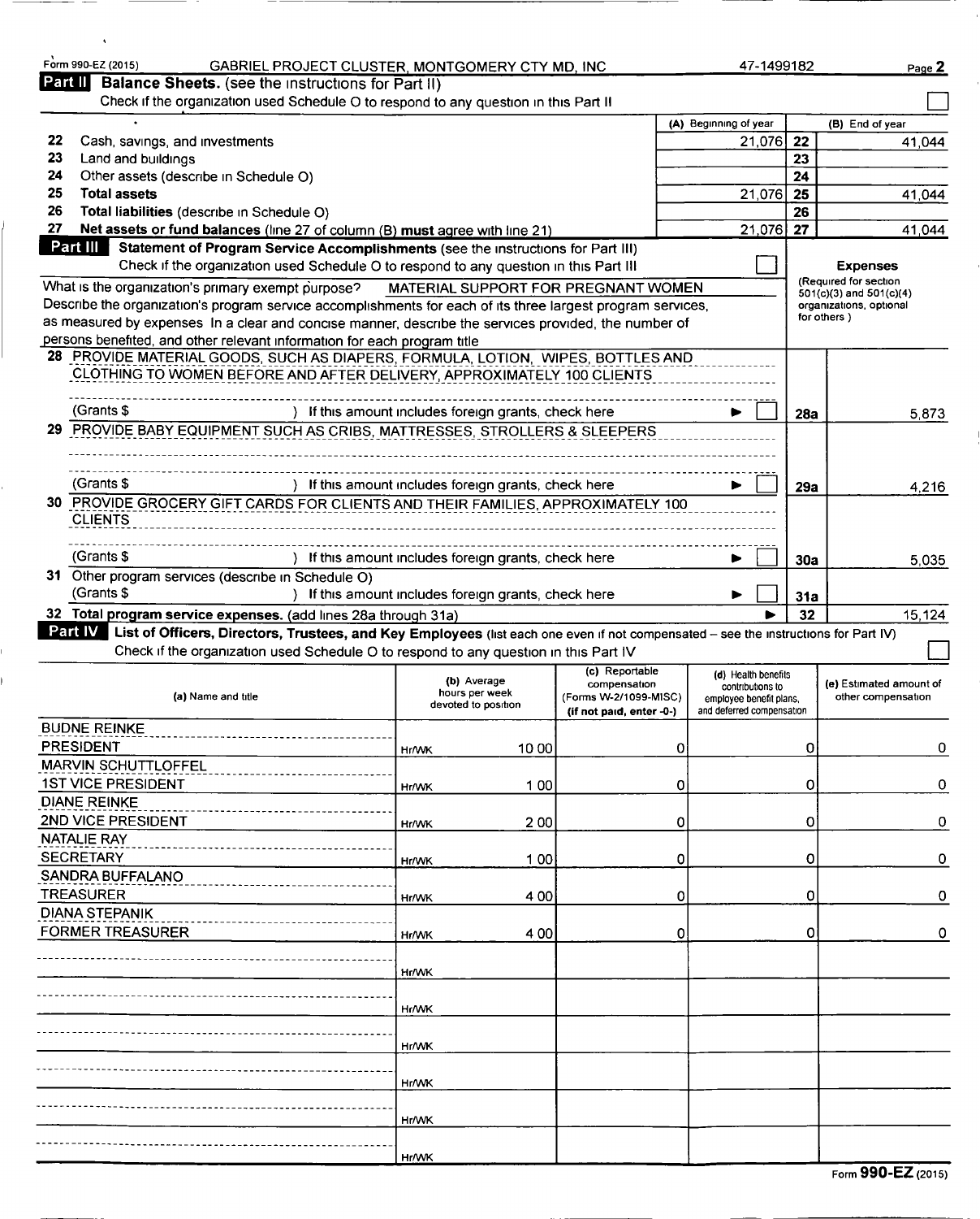Form 990-EZ (2015) GABRIEL PROJECT CLUSTER, MONTGOMERY CTY MD, INC 47-1499182 Page 2

## Part II Balance Sheets. (see the instructions for Part II)

Check if the organization used Schedule O to respond to any question in this Part II ☐

| | | (A) Beginning of year | | (B) End of year |
|---|---|---|---|---|
| 22 | Cash, savings, and investments | 21,076 | 22 | 41,044 |
| 23 | Land and buildings | | 23 | |
| 24 | Other assets (describe in Schedule O) | | 24 | |
| 25 | **Total assets** | 21,076 | 25 | 41,044 |
| 26 | **Total liabilities** (describe in Schedule O) | | 26 | |
| 27 | **Net assets or fund balances** (line 27 of column (B) **must** agree with line 21) | 21,076 | 27 | 41,044 |

## Part III Statement of Program Service Accomplishments (see the instructions for Part III)

Check if the organization used Schedule O to respond to any question in this Part III ☐

**Expenses** (Required for section 501(c)(3) and 501(c)(4) organizations, optional for others.)

What is the organization's primary exempt purpose? MATERIAL SUPPORT FOR PREGNANT WOMEN

Describe the organization's program service accomplishments for each of its three largest program services, as measured by expenses. In a clear and concise manner, describe the services provided, the number of persons benefited, and other relevant information for each program title.

| | | | |
|---|---|---|---|
| 28 | PROVIDE MATERIAL GOODS, SUCH AS DIAPERS, FORMULA, LOTION, WIPES, BOTTLES AND CLOTHING TO WOMEN BEFORE AND AFTER DELIVERY, APPROXIMATELY 100 CLIENTS<br>(Grants $ ) If this amount includes foreign grants, check here ☐ | 28a | 5,873 |
| 29 | PROVIDE BABY EQUIPMENT SUCH AS CRIBS, MATTRESSES, STROLLERS & SLEEPERS<br>(Grants $ ) If this amount includes foreign grants, check here ☐ | 29a | 4,216 |
| 30 | PROVIDE GROCERY GIFT CARDS FOR CLIENTS AND THEIR FAMILIES, APPROXIMATELY 100 CLIENTS<br>(Grants $ ) If this amount includes foreign grants, check here ☐ | 30a | 5,035 |
| 31 | Other program services (describe in Schedule O)<br>(Grants $ ) If this amount includes foreign grants, check here ☐ | 31a | |
| 32 | **Total program service expenses.** (add lines 28a through 31a) | 32 | 15,124 |

## Part IV List of Officers, Directors, Trustees, and Key Employees (list each one even if not compensated – see the instructions for Part IV)

Check if the organization used Schedule O to respond to any question in this Part IV ☐

| (a) Name and title | (b) Average hours per week devoted to position | (c) Reportable compensation (Forms W-2/1099-MISC) (if not paid, enter -0-) | (d) Health benefits contributions to employee benefit plans, and deferred compensation | (e) Estimated amount of other compensation |
|---|---|---|---|---|
| BUDNE REINKE<br>PRESIDENT | Hr/WK 10 00 | 0 | 0 | 0 |
| MARVIN SCHUTTLOFFEL<br>1ST VICE PRESIDENT | Hr/WK 1 00 | 0 | 0 | 0 |
| DIANE REINKE<br>2ND VICE PRESIDENT | Hr/WK 2 00 | 0 | 0 | 0 |
| NATALIE RAY<br>SECRETARY | Hr/WK 1 00 | 0 | 0 | 0 |
| SANDRA BUFFALANO<br>TREASURER | Hr/WK 4 00 | 0 | 0 | 0 |
| DIANA STEPANIK<br>FORMER TREASURER | Hr/WK 4 00 | 0 | 0 | 0 |
| | Hr/WK | | | |
| | Hr/WK | | | |
| | Hr/WK | | | |
| | Hr/WK | | | |
| | Hr/WK | | | |
| | Hr/WK | | | |

Form **990-EZ** (2015)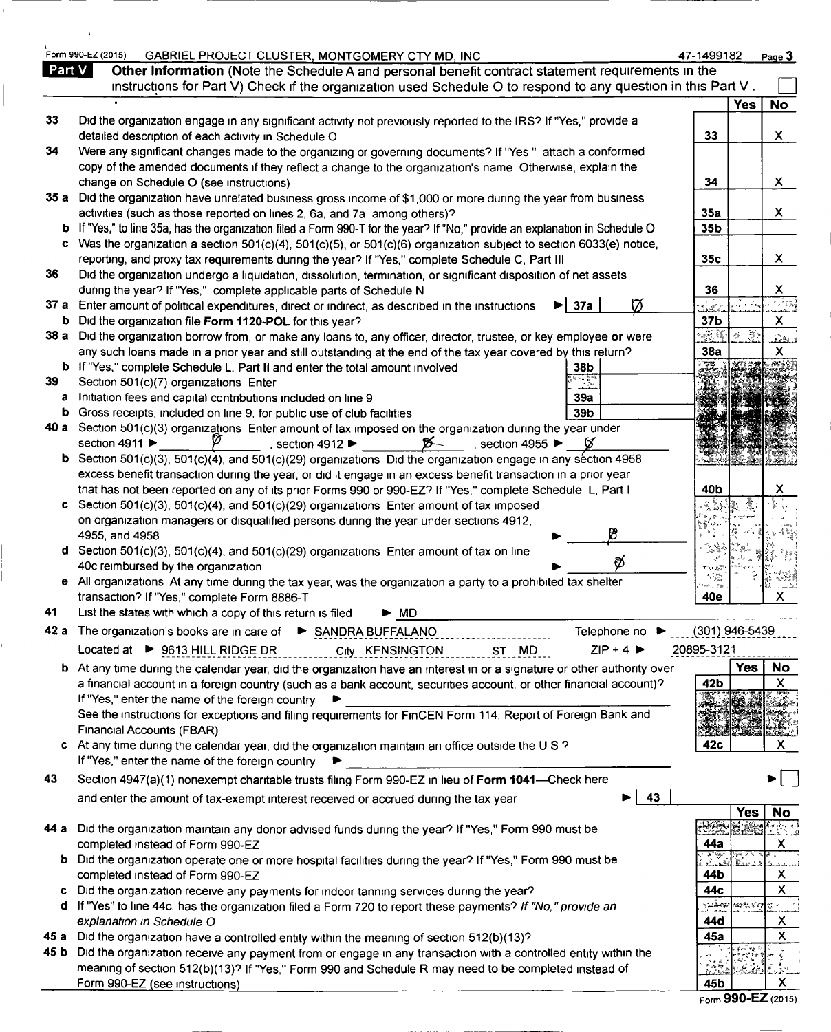Form 990-EZ (2015) GABRIEL PROJECT CLUSTER, MONTGOMERY CTY MD, INC 47-1499182 Page 3

## Part V Other Information (Note the Schedule A and personal benefit contract statement requirements in the instructions for Part V) Check if the organization used Schedule O to respond to any question in this Part V . ☐

| | | | Yes | No |
|---|---|---|---|---|
| 33 | Did the organization engage in any significant activity not previously reported to the IRS? If "Yes," provide a detailed description of each activity in Schedule O | 33 | | X |
| 34 | Were any significant changes made to the organizing or governing documents? If "Yes," attach a conformed copy of the amended documents if they reflect a change to the organization's name Otherwise, explain the change on Schedule O (see instructions) | 34 | | X |
| 35 a | Did the organization have unrelated business gross income of $1,000 or more during the year from business activities (such as those reported on lines 2, 6a, and 7a, among others)? | 35a | | X |
| b | If "Yes," to line 35a, has the organization filed a Form 990-T for the year? If "No," provide an explanation in Schedule O | 35b | | |
| c | Was the organization a section 501(c)(4), 501(c)(5), or 501(c)(6) organization subject to section 6033(e) notice, reporting, and proxy tax requirements during the year? If "Yes," complete Schedule C, Part III | 35c | | X |
| 36 | Did the organization undergo a liquidation, dissolution, termination, or significant disposition of net assets during the year? If "Yes," complete applicable parts of Schedule N | 36 | | X |
| 37 a | Enter amount of political expenditures, direct or indirect, as described in the instructions ▶ 37a Ø | | | |
| b | Did the organization file **Form 1120-POL** for this year? | 37b | | X |
| 38 a | Did the organization borrow from, or make any loans to, any officer, director, trustee, or key employee **or** were any such loans made in a prior year and still outstanding at the end of the tax year covered by this return? | 38a | | X |
| b | If "Yes," complete Schedule L, Part II and enter the total amount involved 38b | | | |
| 39 | Section 501(c)(7) organizations Enter | | | |
| a | Initiation fees and capital contributions included on line 9 39a | | | |
| b | Gross receipts, included on line 9, for public use of club facilities 39b | | | |
| 40 a | Section 501(c)(3) organizations Enter amount of tax imposed on the organization during the year under section 4911 ▶ Ø , section 4912 ▶ Ø , section 4955 ▶ Ø | | | |
| b | Section 501(c)(3), 501(c)(4), and 501(c)(29) organizations Did the organization engage in any section 4958 excess benefit transaction during the year, or did it engage in an excess benefit transaction in a prior year that has not been reported on any of its prior Forms 990 or 990-EZ? If "Yes," complete Schedule L, Part I | 40b | | X |
| c | Section 501(c)(3), 501(c)(4), and 501(c)(29) organizations Enter amount of tax imposed on organization managers or disqualified persons during the year under sections 4912, 4955, and 4958 ▶ Ø | | | |
| d | Section 501(c)(3), 501(c)(4), and 501(c)(29) organizations Enter amount of tax on line 40c reimbursed by the organization ▶ Ø | | | |
| e | All organizations At any time during the tax year, was the organization a party to a prohibited tax shelter transaction? If "Yes," complete Form 8886-T | 40e | | X |
| 41 | List the states with which a copy of this return is filed ▶ MD | | | |
| 42 a | The organization's books are in care of ▶ SANDRA BUFFALANO Telephone no ▶ (301) 946-5439<br>Located at ▶ 9613 HILL RIDGE DR City KENSINGTON ST MD ZIP + 4 ▶ 20895-3121 | | | |
| b | At any time during the calendar year, did the organization have an interest in or a signature or other authority over a financial account in a foreign country (such as a bank account, securities account, or other financial account)? If "Yes," enter the name of the foreign country ▶<br>See the instructions for exceptions and filing requirements for FinCEN Form 114, Report of Foreign Bank and Financial Accounts (FBAR) | 42b | | X |
| c | At any time during the calendar year, did the organization maintain an office outside the U S ? If "Yes," enter the name of the foreign country ▶ | 42c | | X |
| 43 | Section 4947(a)(1) nonexempt charitable trusts filing Form 990-EZ in lieu of **Form 1041**—Check here ▶ ☐<br>and enter the amount of tax-exempt interest received or accrued during the tax year ▶ 43 | | | |
| 44 a | Did the organization maintain any donor advised funds during the year? If "Yes," Form 990 must be completed instead of Form 990-EZ | 44a | | X |
| b | Did the organization operate one or more hospital facilities during the year? If "Yes," Form 990 must be completed instead of Form 990-EZ | 44b | | X |
| c | Did the organization receive any payments for indoor tanning services during the year? | 44c | | X |
| d | If "Yes" to line 44c, has the organization filed a Form 720 to report these payments? *If "No," provide an explanation in Schedule O* | 44d | | X |
| 45 a | Did the organization have a controlled entity within the meaning of section 512(b)(13)? | 45a | | X |
| 45 b | Did the organization receive any payment from or engage in any transaction with a controlled entity within the meaning of section 512(b)(13)? If "Yes," Form 990 and Schedule R may need to be completed instead of Form 990-EZ (see instructions) | 45b | | X |

Form **990-EZ** (2015)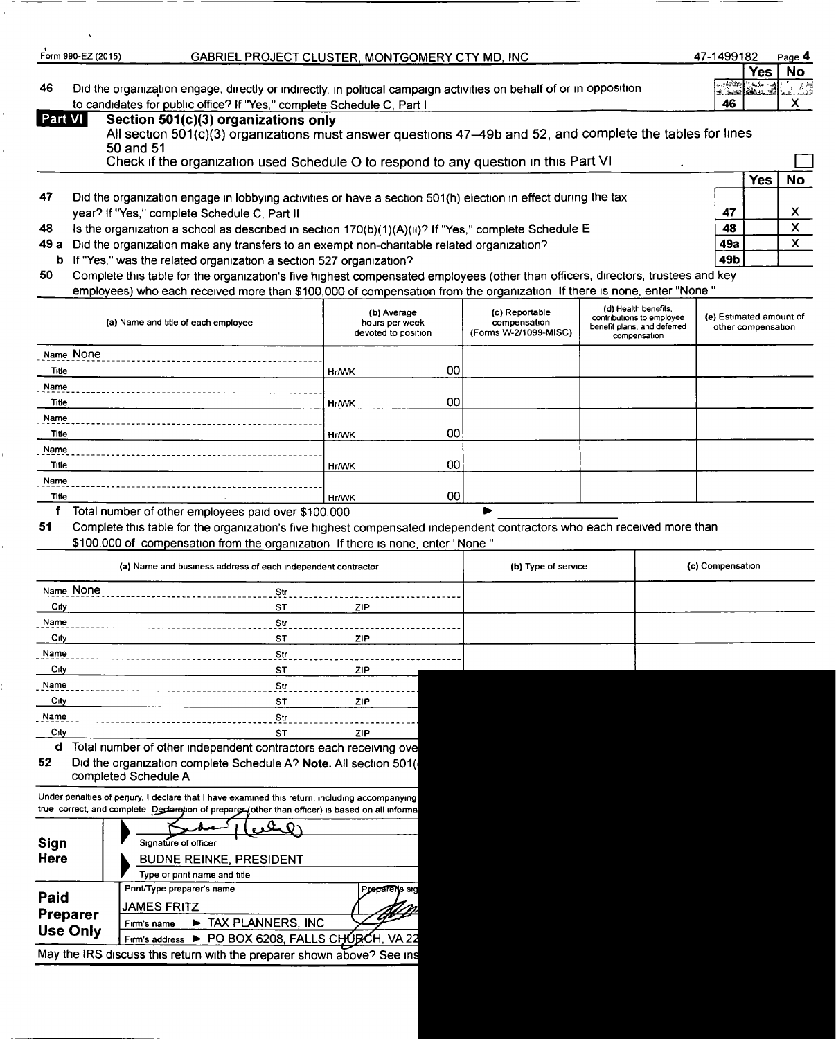Form 990-EZ (2015) GABRIEL PROJECT CLUSTER, MONTGOMERY CTY MD, INC 47-1499182

| | | | Yes | No |
|---|---|---|---|---|
| 46 | Did the organization engage, directly or indirectly, in political campaign activities on behalf of or in opposition to candidates for public office? If "Yes," complete Schedule C, Part I | 46 | | X |

## Part VI Section 501(c)(3) organizations only

All section 501(c)(3) organizations must answer questions 47–49b and 52, and complete the tables for lines 50 and 51

Check if the organization used Schedule O to respond to any question in this Part VI ☐

| | | | Yes | No |
|---|---|---|---|---|
| 47 | Did the organization engage in lobbying activities or have a section 501(h) election in effect during the tax year? If "Yes," complete Schedule C, Part II | 47 | | X |
| 48 | Is the organization a school as described in section 170(b)(1)(A)(ii)? If "Yes," complete Schedule E | 48 | | X |
| 49 a | Did the organization make any transfers to an exempt non-charitable related organization? | 49a | | X |
| b | If "Yes," was the related organization a section 527 organization? | 49b | | |

**50** Complete this table for the organization's five highest compensated employees (other than officers, directors, trustees and key employees) who each received more than $100,000 of compensation from the organization If there is none, enter "None"

| (a) Name and title of each employee | (b) Average hours per week devoted to position | (c) Reportable compensation (Forms W-2/1099-MISC) | (d) Health benefits, contributions to employee benefit plans, and deferred compensation | (e) Estimated amount of other compensation |
|---|---|---|---|---|
| Name None<br>Title | Hr/WK 00 | | | |
| Name<br>Title | Hr/WK 00 | | | |
| Name<br>Title | Hr/WK 00 | | | |
| Name<br>Title | Hr/WK 00 | | | |
| Name<br>Title | Hr/WK 00 | | | |

**f** Total number of other employees paid over $100,000 ▶

**51** Complete this table for the organization's five highest compensated independent contractors who each received more than $100,000 of compensation from the organization If there is none, enter "None"

| (a) Name and business address of each independent contractor | (b) Type of service | (c) Compensation |
|---|---|---|
| Name None Str<br>City ST ZIP | | |
| Name Str<br>City ST ZIP | | |
| Name Str<br>City ST ZIP | | |
| Name Str<br>City ST ZIP | | |
| Name Str<br>City ST ZIP | | |

**d** Total number of other independent contractors each receiving ove

**52** Did the organization complete Schedule A? **Note.** All section 501( completed Schedule A

Under penalties of perjury, I declare that I have examined this return, including accompanying true, correct, and complete Declaration of preparer (other than officer) is based on all informa

**Sign Here**

Signature of officer

BUDNE REINKE, PRESIDENT

Type or print name and title

**Paid Preparer Use Only**

Print/Type preparer's name: JAMES FRITZ

Preparer's sig

Firm's name ▶ TAX PLANNERS, INC

Firm's address ▶ PO BOX 6208, FALLS CHURCH, VA 22

May the IRS discuss this return with the preparer shown above? See ins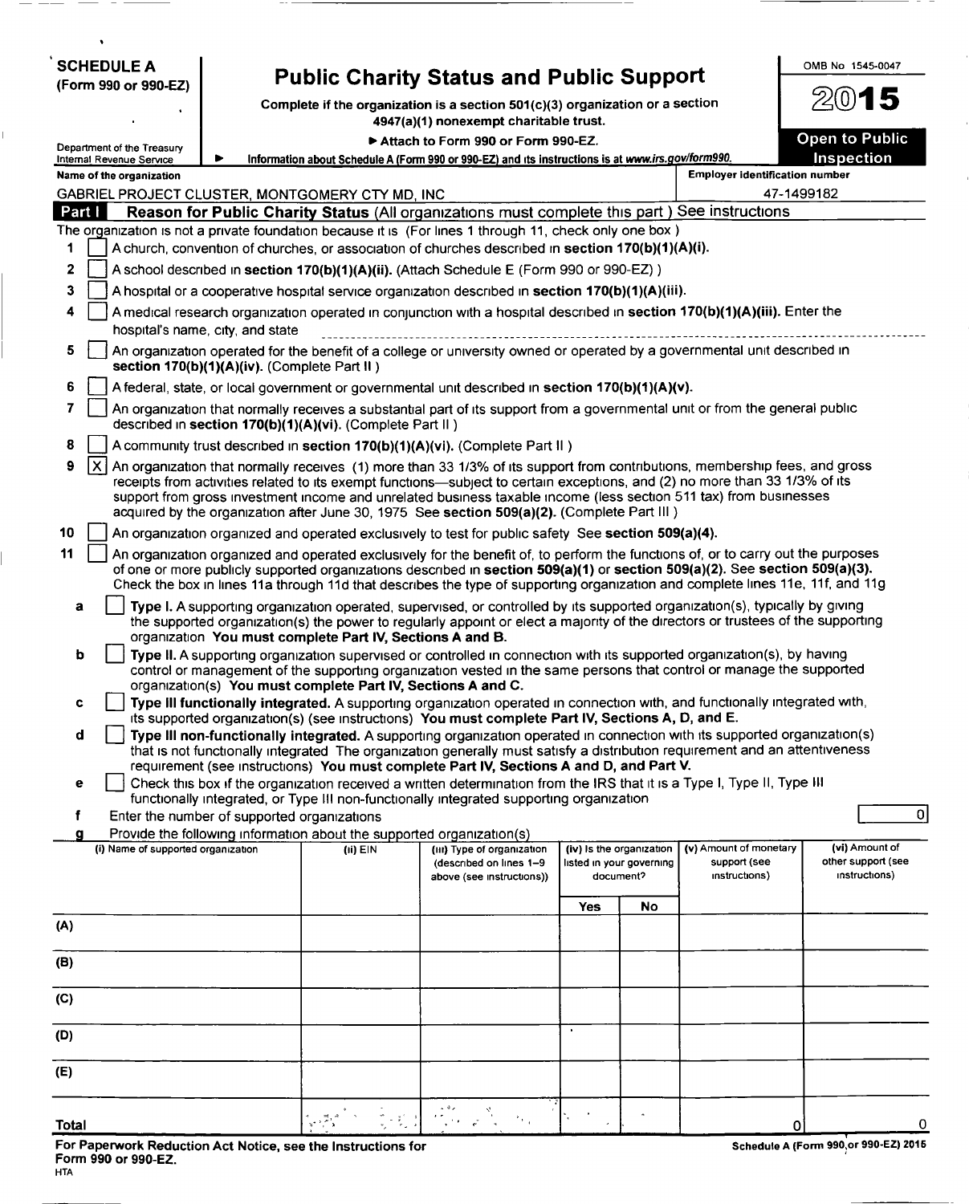**SCHEDULE A**
**(Form 990 or 990-EZ)**

Department of the Treasury
Internal Revenue Service

# Public Charity Status and Public Support

**Complete if the organization is a section 501(c)(3) organization or a section 4947(a)(1) nonexempt charitable trust.**

▶ Attach to Form 990 or Form 990-EZ.

▶ Information about Schedule A (Form 990 or 990-EZ) and its instructions is at www.irs.gov/form990.

OMB No 1545-0047

**2015**

**Open to Public Inspection**

**Name of the organization**
GABRIEL PROJECT CLUSTER, MONTGOMERY CTY MD, INC

**Employer identification number**
47-1499182

## Part I — Reason for Public Charity Status (All organizations must complete this part ) See instructions

The organization is not a private foundation because it is (For lines 1 through 11, check only one box )

1 [ ] A church, convention of churches, or association of churches described in **section 170(b)(1)(A)(i).**

2 [ ] A school described in **section 170(b)(1)(A)(ii).** (Attach Schedule E (Form 990 or 990-EZ) )

3 [ ] A hospital or a cooperative hospital service organization described in **section 170(b)(1)(A)(iii).**

4 [ ] A medical research organization operated in conjunction with a hospital described in **section 170(b)(1)(A)(iii).** Enter the hospital's name, city, and state

5 [ ] An organization operated for the benefit of a college or university owned or operated by a governmental unit described in **section 170(b)(1)(A)(iv).** (Complete Part II )

6 [ ] A federal, state, or local government or governmental unit described in **section 170(b)(1)(A)(v).**

7 [ ] An organization that normally receives a substantial part of its support from a governmental unit or from the general public described in **section 170(b)(1)(A)(vi).** (Complete Part II )

8 [ ] A community trust described in **section 170(b)(1)(A)(vi).** (Complete Part II )

9 [X] An organization that normally receives (1) more than 33 1/3% of its support from contributions, membership fees, and gross receipts from activities related to its exempt functions—subject to certain exceptions, and (2) no more than 33 1/3% of its support from gross investment income and unrelated business taxable income (less section 511 tax) from businesses acquired by the organization after June 30, 1975 See **section 509(a)(2).** (Complete Part III )

10 [ ] An organization organized and operated exclusively to test for public safety See **section 509(a)(4).**

11 [ ] An organization organized and operated exclusively for the benefit of, to perform the functions of, or to carry out the purposes of one or more publicly supported organizations described in **section 509(a)(1)** or **section 509(a)(2).** See **section 509(a)(3).** Check the box in lines 11a through 11d that describes the type of supporting organization and complete lines 11e, 11f, and 11g

a [ ] **Type I.** A supporting organization operated, supervised, or controlled by its supported organization(s), typically by giving the supported organization(s) the power to regularly appoint or elect a majority of the directors or trustees of the supporting organization **You must complete Part IV, Sections A and B.**

b [ ] **Type II.** A supporting organization supervised or controlled in connection with its supported organization(s), by having control or management of the supporting organization vested in the same persons that control or manage the supported organization(s) **You must complete Part IV, Sections A and C.**

c [ ] **Type III functionally integrated.** A supporting organization operated in connection with, and functionally integrated with, its supported organization(s) (see instructions) **You must complete Part IV, Sections A, D, and E.**

d [ ] **Type III non-functionally integrated.** A supporting organization operated in connection with its supported organization(s) that is not functionally integrated The organization generally must satisfy a distribution requirement and an attentiveness requirement (see instructions) **You must complete Part IV, Sections A and D, and Part V.**

e [ ] Check this box if the organization received a written determination from the IRS that it is a Type I, Type II, Type III functionally integrated, or Type III non-functionally integrated supporting organization

f Enter the number of supported organizations: 0

g Provide the following information about the supported organization(s)

| (i) Name of supported organization | (ii) EIN | (iii) Type of organization (described on lines 1–9 above (see instructions)) | (iv) Is the organization listed in your governing document? Yes | No | (v) Amount of monetary support (see instructions) | (vi) Amount of other support (see instructions) |
|---|---|---|---|---|---|---|
| (A) | | | | | | |
| (B) | | | | | | |
| (C) | | | | | | |
| (D) | | | | | | |
| (E) | | | | | | |
| **Total** | | | | | 0 | 0 |

**For Paperwork Reduction Act Notice, see the Instructions for Form 990 or 990-EZ.**
HTA

**Schedule A (Form 990 or 990-EZ) 2015**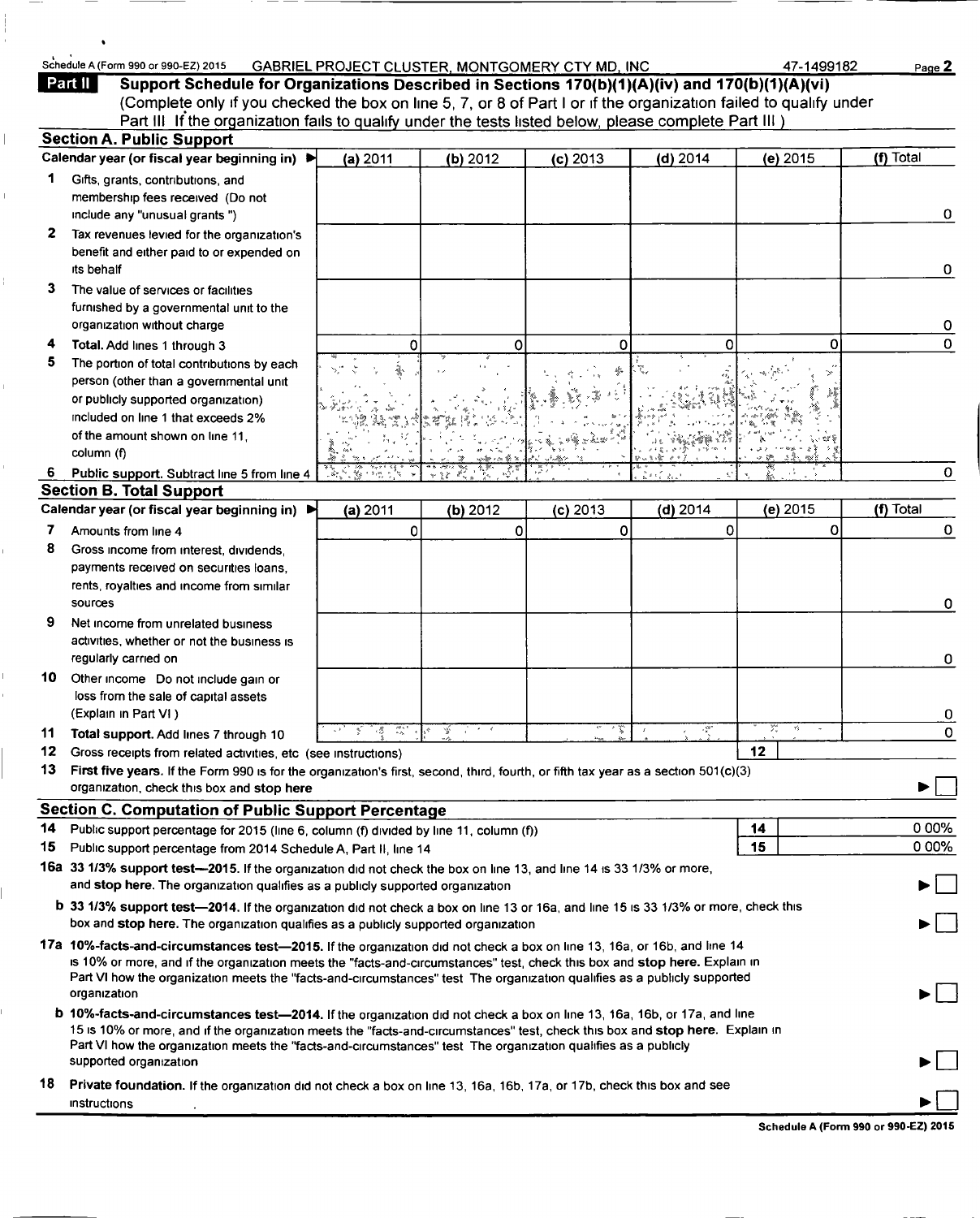Schedule A (Form 990 or 990-EZ) 2015 GABRIEL PROJECT CLUSTER, MONTGOMERY CTY MD, INC 47-1499182

**Part II** **Support Schedule for Organizations Described in Sections 170(b)(1)(A)(iv) and 170(b)(1)(A)(vi)**
(Complete only if you checked the box on line 5, 7, or 8 of Part I or if the organization failed to qualify under Part III If the organization fails to qualify under the tests listed below, please complete Part III )

### Section A. Public Support

| Calendar year (or fiscal year beginning in) ▶ | (a) 2011 | (b) 2012 | (c) 2013 | (d) 2014 | (e) 2015 | (f) Total |
|---|---|---|---|---|---|---|
| **1** Gifts, grants, contributions, and membership fees received (Do not include any "unusual grants ") | | | | | | 0 |
| **2** Tax revenues levied for the organization's benefit and either paid to or expended on its behalf | | | | | | 0 |
| **3** The value of services or facilities furnished by a governmental unit to the organization without charge | | | | | | 0 |
| **4** **Total.** Add lines 1 through 3 | 0 | 0 | 0 | 0 | 0 | 0 |
| **5** The portion of total contributions by each person (other than a governmental unit or publicly supported organization) included on line 1 that exceeds 2% of the amount shown on line 11, column (f) | | | | | | |
| **6** **Public support.** Subtract line 5 from line 4 | | | | | | 0 |

### Section B. Total Support

| Calendar year (or fiscal year beginning in) ▶ | (a) 2011 | (b) 2012 | (c) 2013 | (d) 2014 | (e) 2015 | (f) Total |
|---|---|---|---|---|---|---|
| **7** Amounts from line 4 | 0 | 0 | 0 | 0 | 0 | 0 |
| **8** Gross income from interest, dividends, payments received on securities loans, rents, royalties and income from similar sources | | | | | | 0 |
| **9** Net income from unrelated business activities, whether or not the business is regularly carried on | | | | | | 0 |
| **10** Other income Do not include gain or loss from the sale of capital assets (Explain in Part VI ) | | | | | | 0 |
| **11** **Total support.** Add lines 7 through 10 | | | | | | 0 |

**12** Gross receipts from related activities, etc (see instructions) | **12** |

**13** **First five years.** If the Form 990 is for the organization's first, second, third, fourth, or fifth tax year as a section 501(c)(3) organization, check this box and **stop here** ▶ ☐

### Section C. Computation of Public Support Percentage

| | | |
|---|---|---|
| **14** Public support percentage for 2015 (line 6, column (f) divided by line 11, column (f)) | **14** | 0 00% |
| **15** Public support percentage from 2014 Schedule A, Part II, line 14 | **15** | 0 00% |

**16a** **33 1/3% support test—2015.** If the organization did not check the box on line 13, and line 14 is 33 1/3% or more, and **stop here.** The organization qualifies as a publicly supported organization ▶ ☐

**b** **33 1/3% support test—2014.** If the organization did not check a box on line 13 or 16a, and line 15 is 33 1/3% or more, check this box and **stop here.** The organization qualifies as a publicly supported organization ▶ ☐

**17a** **10%-facts-and-circumstances test—2015.** If the organization did not check a box on line 13, 16a, or 16b, and line 14 is 10% or more, and if the organization meets the "facts-and-circumstances" test, check this box and **stop here.** Explain in Part VI how the organization meets the "facts-and-circumstances" test The organization qualifies as a publicly supported organization ▶ ☐

**b** **10%-facts-and-circumstances test—2014.** If the organization did not check a box on line 13, 16a, 16b, or 17a, and line 15 is 10% or more, and if the organization meets the "facts-and-circumstances" test, check this box and **stop here.** Explain in Part VI how the organization meets the "facts-and-circumstances" test The organization qualifies as a publicly supported organization ▶ ☐

**18** **Private foundation.** If the organization did not check a box on line 13, 16a, 16b, 17a, or 17b, check this box and see instructions ▶ ☐

**Schedule A (Form 990 or 990-EZ) 2015**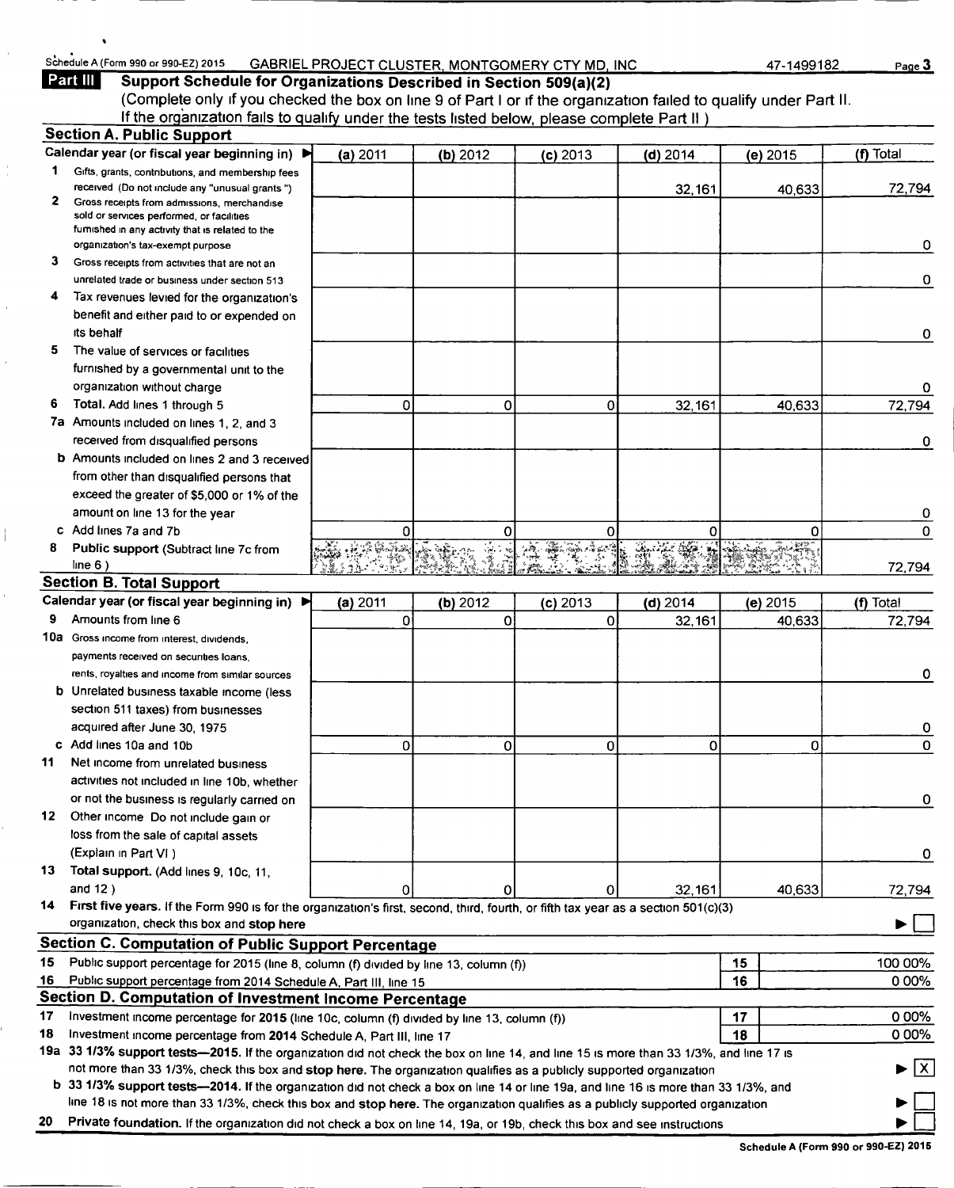Schedule A (Form 990 or 990-EZ) 2015 GABRIEL PROJECT CLUSTER, MONTGOMERY CTY MD, INC 47-1499182 Page 3

**Part III Support Schedule for Organizations Described in Section 509(a)(2)**

(Complete only if you checked the box on line 9 of Part I or if the organization failed to qualify under Part II. If the organization fails to qualify under the tests listed below, please complete Part II.)

## Section A. Public Support

| Calendar year (or fiscal year beginning in) ▶ | (a) 2011 | (b) 2012 | (c) 2013 | (d) 2014 | (e) 2015 | (f) Total |
|---|---|---|---|---|---|---|
| 1 Gifts, grants, contributions, and membership fees received (Do not include any "unusual grants.") | | | | 32,161 | 40,633 | 72,794 |
| 2 Gross receipts from admissions, merchandise sold or services performed, or facilities furnished in any activity that is related to the organization's tax-exempt purpose | | | | | | 0 |
| 3 Gross receipts from activities that are not an unrelated trade or business under section 513 | | | | | | 0 |
| 4 Tax revenues levied for the organization's benefit and either paid to or expended on its behalf | | | | | | 0 |
| 5 The value of services or facilities furnished by a governmental unit to the organization without charge | | | | | | 0 |
| 6 Total. Add lines 1 through 5 | 0 | 0 | 0 | 32,161 | 40,633 | 72,794 |
| 7a Amounts included on lines 1, 2, and 3 received from disqualified persons | | | | | | 0 |
| b Amounts included on lines 2 and 3 received from other than disqualified persons that exceed the greater of $5,000 or 1% of the amount on line 13 for the year | | | | | | 0 |
| c Add lines 7a and 7b | 0 | 0 | 0 | 0 | 0 | 0 |
| 8 Public support (Subtract line 7c from line 6.) | | | | | | 72,794 |

## Section B. Total Support

| Calendar year (or fiscal year beginning in) ▶ | (a) 2011 | (b) 2012 | (c) 2013 | (d) 2014 | (e) 2015 | (f) Total |
|---|---|---|---|---|---|---|
| 9 Amounts from line 6 | 0 | 0 | 0 | 32,161 | 40,633 | 72,794 |
| 10a Gross income from interest, dividends, payments received on securities loans, rents, royalties and income from similar sources | | | | | | 0 |
| b Unrelated business taxable income (less section 511 taxes) from businesses acquired after June 30, 1975 | | | | | | 0 |
| c Add lines 10a and 10b | 0 | 0 | 0 | 0 | 0 | 0 |
| 11 Net income from unrelated business activities not included in line 10b, whether or not the business is regularly carried on | | | | | | 0 |
| 12 Other income. Do not include gain or loss from the sale of capital assets (Explain in Part VI.) | | | | | | 0 |
| 13 Total support. (Add lines 9, 10c, 11, and 12.) | 0 | 0 | 0 | 32,161 | 40,633 | 72,794 |

14 **First five years.** If the Form 990 is for the organization's first, second, third, fourth, or fifth tax year as a section 501(c)(3) organization, check this box and **stop here** ▶ ☐

## Section C. Computation of Public Support Percentage

| | | | |
|---|---|---|---|
| 15 | Public support percentage for 2015 (line 8, column (f) divided by line 13, column (f)) | 15 | 100.00% |
| 16 | Public support percentage from 2014 Schedule A, Part III, line 15 | 16 | 0.00% |

## Section D. Computation of Investment Income Percentage

| | | | |
|---|---|---|---|
| 17 | Investment income percentage for **2015** (line 10c, column (f) divided by line 13, column (f)) | 17 | 0.00% |
| 18 | Investment income percentage from **2014** Schedule A, Part III, line 17 | 18 | 0.00% |

19a **33 1/3% support tests—2015.** If the organization did not check the box on line 14, and line 15 is more than 33 1/3%, and line 17 is not more than 33 1/3%, check this box and **stop here.** The organization qualifies as a publicly supported organization ▶ ☒

b **33 1/3% support tests—2014.** If the organization did not check a box on line 14 or line 19a, and line 16 is more than 33 1/3%, and line 18 is not more than 33 1/3%, check this box and **stop here.** The organization qualifies as a publicly supported organization ▶ ☐

20 **Private foundation.** If the organization did not check a box on line 14, 19a, or 19b, check this box and see instructions ▶ ☐

**Schedule A (Form 990 or 990-EZ) 2015**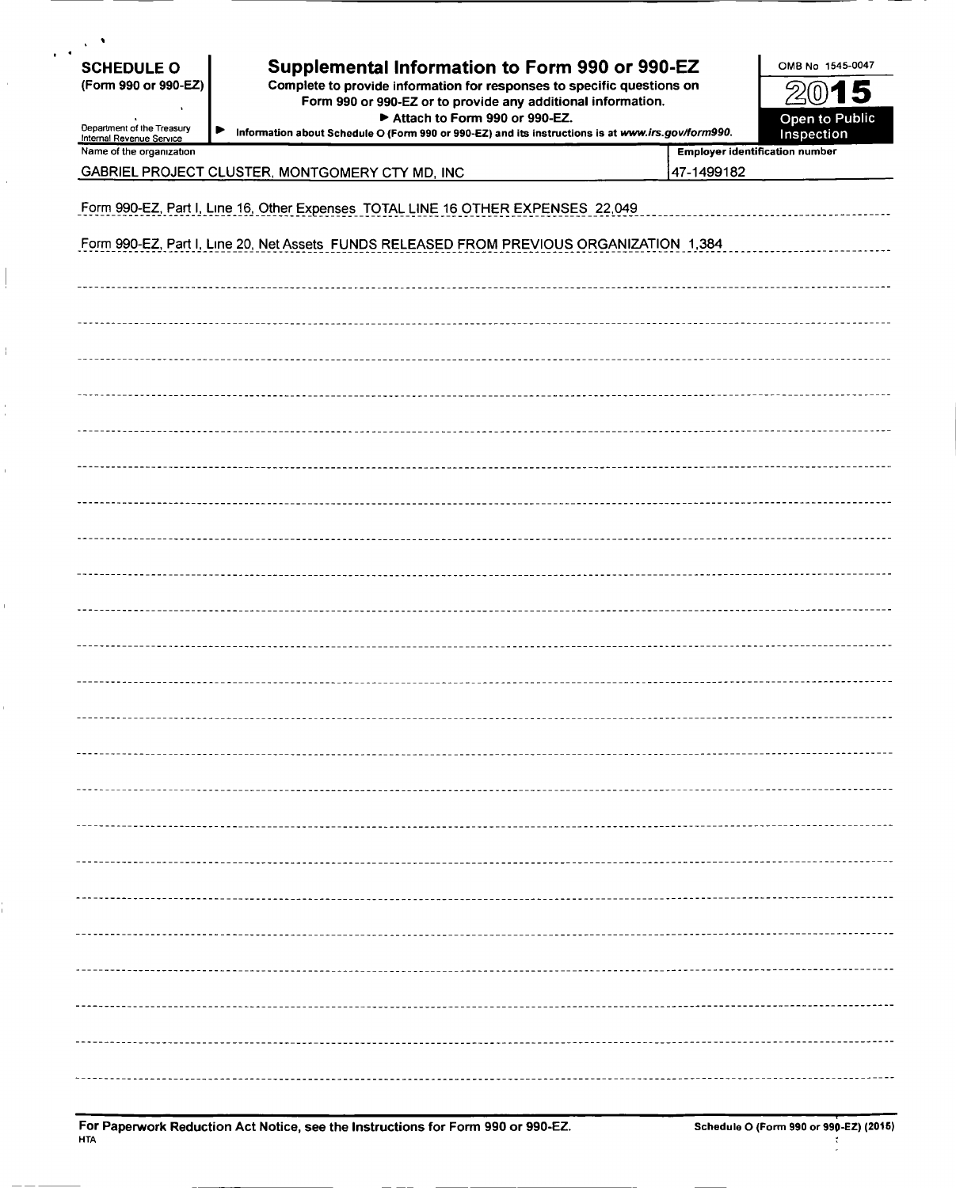**SCHEDULE O**
**(Form 990 or 990-EZ)**

Department of the Treasury
Internal Revenue Service

# Supplemental Information to Form 990 or 990-EZ

**Complete to provide information for responses to specific questions on Form 990 or 990-EZ or to provide any additional information.**

**▶ Attach to Form 990 or 990-EZ.**

▶ **Information about Schedule O (Form 990 or 990-EZ) and its instructions is at *www.irs.gov/form990*.**

OMB No 1545-0047

**2015**

**Open to Public Inspection**

| Name of the organization | Employer identification number |
|---|---|
| GABRIEL PROJECT CLUSTER, MONTGOMERY CTY MD, INC | 47-1499182 |

Form 990-EZ, Part I, Line 16, Other Expenses TOTAL LINE 16 OTHER EXPENSES 22,049

Form 990-EZ, Part I, Line 20, Net Assets FUNDS RELEASED FROM PREVIOUS ORGANIZATION 1,384

**For Paperwork Reduction Act Notice, see the Instructions for Form 990 or 990-EZ.**
HTA

**Schedule O (Form 990 or 990-EZ) (2015)**